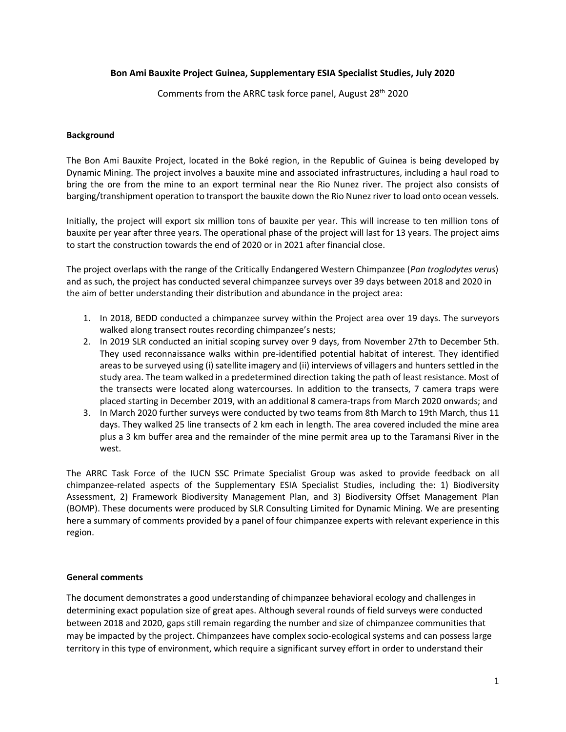**Bon Ami Bauxite Project Guinea, Supplementary ESIA Specialist Studies, July 2020**

Comments from the ARRC task force panel, August 28th 2020

**Background**

The Bon Ami Bauxite Project, located in the Boké region, in the Republic of Guinea is being developed by Dynamic Mining. The project involves a bauxite mine and associated infrastructures, including a haul road to bring the ore from the mine to an export terminal near the Rio Nunez river. The project also consists of barging/transhipment operation to transport the bauxite down the Rio Nunez river to load onto ocean vessels.

Initially, the project will export six million tons of bauxite per year. This will increase to ten million tons of bauxite per year after three years. The operational phase of the project will last for 13 years. The project aims to start the construction towards the end of 2020 or in 2021 after financial close.

The project overlaps with the range of the Critically Endangered Western Chimpanzee (*Pan troglodytes verus*) and as such, the project has conducted several chimpanzee surveys over 39 days between 2018 and 2020 in the aim of better understanding their distribution and abundance in the project area:

1. In 2018, BEDD conducted a chimpanzee survey within the Project area over 19 days. The surveyors walked along transect routes recording chimpanzee's nests;
2. In 2019 SLR conducted an initial scoping survey over 9 days, from November 27th to December 5th. They used reconnaissance walks within pre-identified potential habitat of interest. They identified areas to be surveyed using (i) satellite imagery and (ii) interviews of villagers and hunters settled in the study area. The team walked in a predetermined direction taking the path of least resistance. Most of the transects were located along watercourses. In addition to the transects, 7 camera traps were placed starting in December 2019, with an additional 8 camera-traps from March 2020 onwards; and
3. In March 2020 further surveys were conducted by two teams from 8th March to 19th March, thus 11 days. They walked 25 line transects of 2 km each in length. The area covered included the mine area plus a 3 km buffer area and the remainder of the mine permit area up to the Taramansi River in the west.

The ARRC Task Force of the IUCN SSC Primate Specialist Group was asked to provide feedback on all chimpanzee-related aspects of the Supplementary ESIA Specialist Studies, including the: 1) Biodiversity Assessment, 2) Framework Biodiversity Management Plan, and 3) Biodiversity Offset Management Plan (BOMP). These documents were produced by SLR Consulting Limited for Dynamic Mining. We are presenting here a summary of comments provided by a panel of four chimpanzee experts with relevant experience in this region.

**General comments**

The document demonstrates a good understanding of chimpanzee behavioral ecology and challenges in determining exact population size of great apes. Although several rounds of field surveys were conducted between 2018 and 2020, gaps still remain regarding the number and size of chimpanzee communities that may be impacted by the project. Chimpanzees have complex socio-ecological systems and can possess large territory in this type of environment, which require a significant survey effort in order to understand their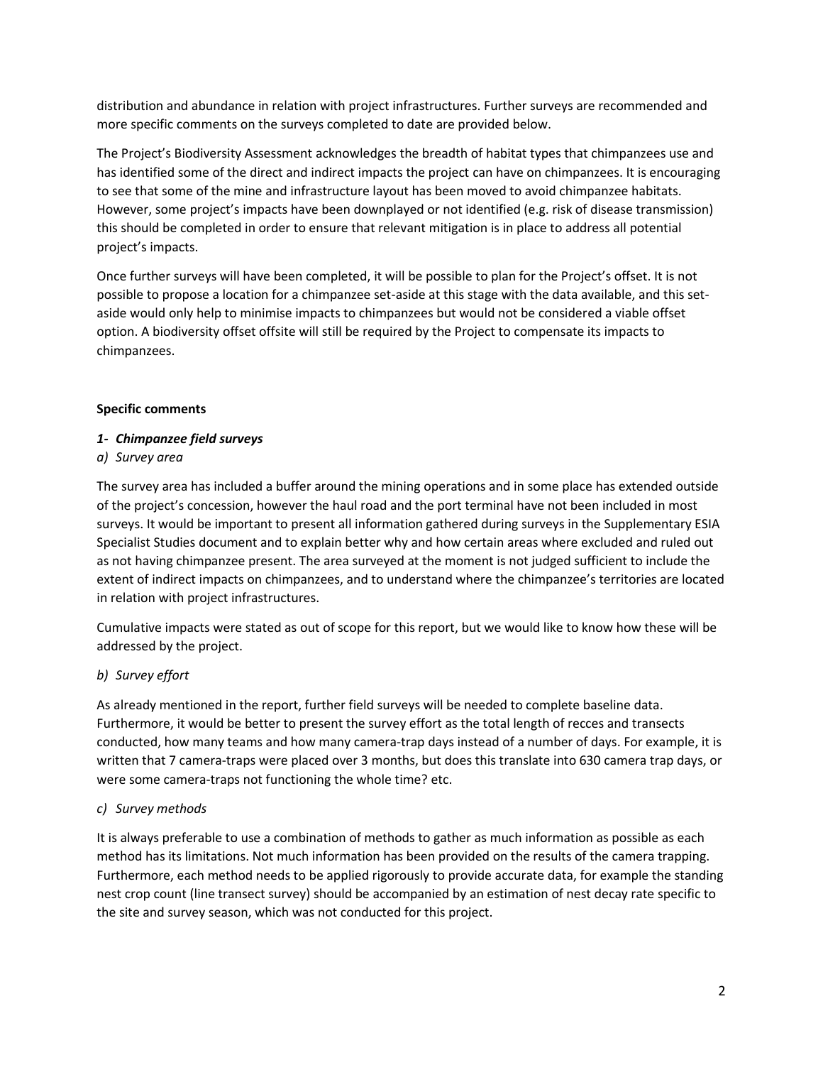distribution and abundance in relation with project infrastructures. Further surveys are recommended and more specific comments on the surveys completed to date are provided below.

The Project's Biodiversity Assessment acknowledges the breadth of habitat types that chimpanzees use and has identified some of the direct and indirect impacts the project can have on chimpanzees. It is encouraging to see that some of the mine and infrastructure layout has been moved to avoid chimpanzee habitats. However, some project's impacts have been downplayed or not identified (e.g. risk of disease transmission) this should be completed in order to ensure that relevant mitigation is in place to address all potential project's impacts.

Once further surveys will have been completed, it will be possible to plan for the Project's offset. It is not possible to propose a location for a chimpanzee set-aside at this stage with the data available, and this set-aside would only help to minimise impacts to chimpanzees but would not be considered a viable offset option. A biodiversity offset offsite will still be required by the Project to compensate its impacts to chimpanzees.

**Specific comments**

***1- Chimpanzee field surveys***

*a) Survey area*

The survey area has included a buffer around the mining operations and in some place has extended outside of the project's concession, however the haul road and the port terminal have not been included in most surveys. It would be important to present all information gathered during surveys in the Supplementary ESIA Specialist Studies document and to explain better why and how certain areas where excluded and ruled out as not having chimpanzee present. The area surveyed at the moment is not judged sufficient to include the extent of indirect impacts on chimpanzees, and to understand where the chimpanzee's territories are located in relation with project infrastructures.

Cumulative impacts were stated as out of scope for this report, but we would like to know how these will be addressed by the project.

*b) Survey effort*

As already mentioned in the report, further field surveys will be needed to complete baseline data. Furthermore, it would be better to present the survey effort as the total length of recces and transects conducted, how many teams and how many camera-trap days instead of a number of days. For example, it is written that 7 camera-traps were placed over 3 months, but does this translate into 630 camera trap days, or were some camera-traps not functioning the whole time? etc.

*c) Survey methods*

It is always preferable to use a combination of methods to gather as much information as possible as each method has its limitations. Not much information has been provided on the results of the camera trapping. Furthermore, each method needs to be applied rigorously to provide accurate data, for example the standing nest crop count (line transect survey) should be accompanied by an estimation of nest decay rate specific to the site and survey season, which was not conducted for this project.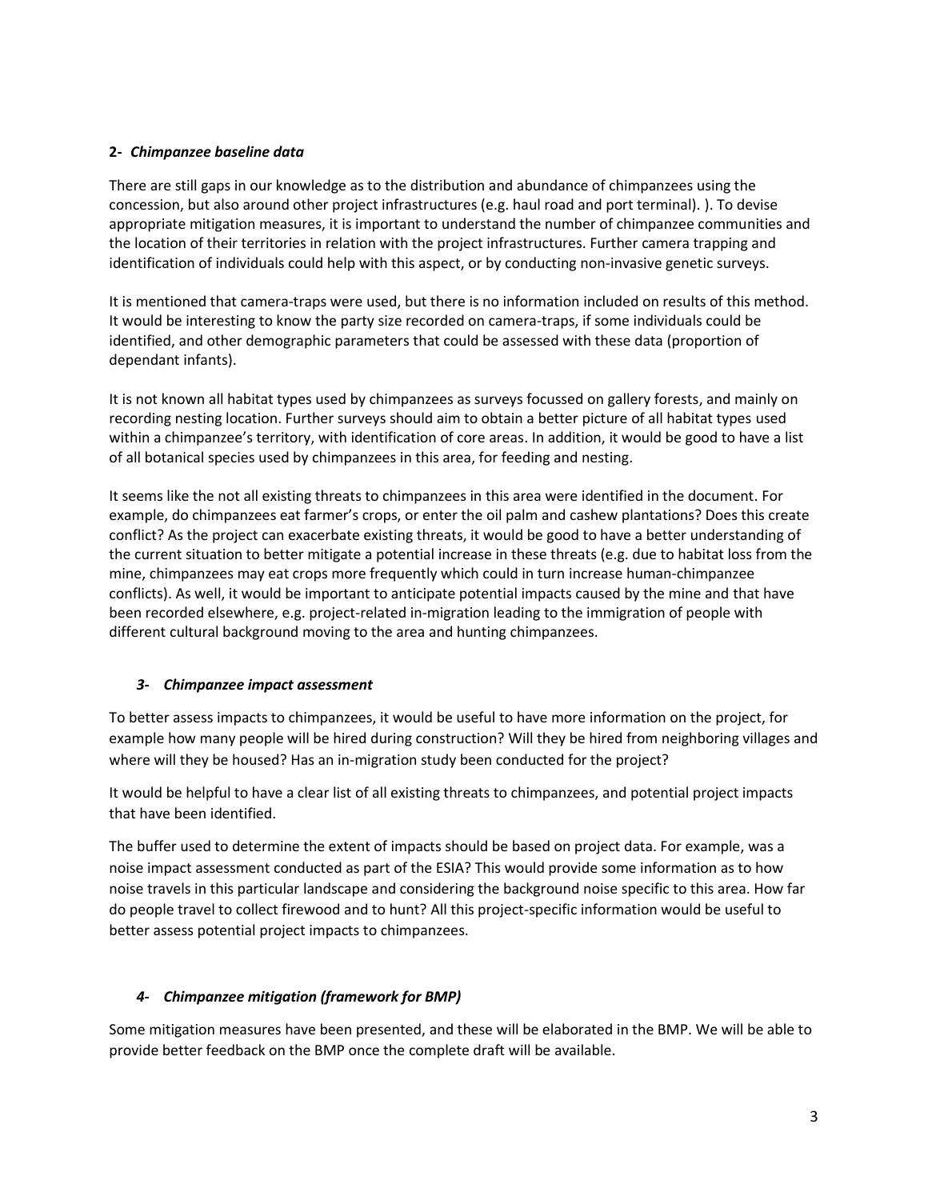**2- *Chimpanzee baseline data***

There are still gaps in our knowledge as to the distribution and abundance of chimpanzees using the concession, but also around other project infrastructures (e.g. haul road and port terminal). ). To devise appropriate mitigation measures, it is important to understand the number of chimpanzee communities and the location of their territories in relation with the project infrastructures. Further camera trapping and identification of individuals could help with this aspect, or by conducting non-invasive genetic surveys.

It is mentioned that camera-traps were used, but there is no information included on results of this method. It would be interesting to know the party size recorded on camera-traps, if some individuals could be identified, and other demographic parameters that could be assessed with these data (proportion of dependant infants).

It is not known all habitat types used by chimpanzees as surveys focussed on gallery forests, and mainly on recording nesting location. Further surveys should aim to obtain a better picture of all habitat types used within a chimpanzee's territory, with identification of core areas. In addition, it would be good to have a list of all botanical species used by chimpanzees in this area, for feeding and nesting.

It seems like the not all existing threats to chimpanzees in this area were identified in the document. For example, do chimpanzees eat farmer's crops, or enter the oil palm and cashew plantations? Does this create conflict? As the project can exacerbate existing threats, it would be good to have a better understanding of the current situation to better mitigate a potential increase in these threats (e.g. due to habitat loss from the mine, chimpanzees may eat crops more frequently which could in turn increase human-chimpanzee conflicts). As well, it would be important to anticipate potential impacts caused by the mine and that have been recorded elsewhere, e.g. project-related in-migration leading to the immigration of people with different cultural background moving to the area and hunting chimpanzees.

***3- Chimpanzee impact assessment***

To better assess impacts to chimpanzees, it would be useful to have more information on the project, for example how many people will be hired during construction? Will they be hired from neighboring villages and where will they be housed? Has an in-migration study been conducted for the project?

It would be helpful to have a clear list of all existing threats to chimpanzees, and potential project impacts that have been identified.

The buffer used to determine the extent of impacts should be based on project data. For example, was a noise impact assessment conducted as part of the ESIA? This would provide some information as to how noise travels in this particular landscape and considering the background noise specific to this area. How far do people travel to collect firewood and to hunt? All this project-specific information would be useful to better assess potential project impacts to chimpanzees.

***4- Chimpanzee mitigation (framework for BMP)***

Some mitigation measures have been presented, and these will be elaborated in the BMP. We will be able to provide better feedback on the BMP once the complete draft will be available.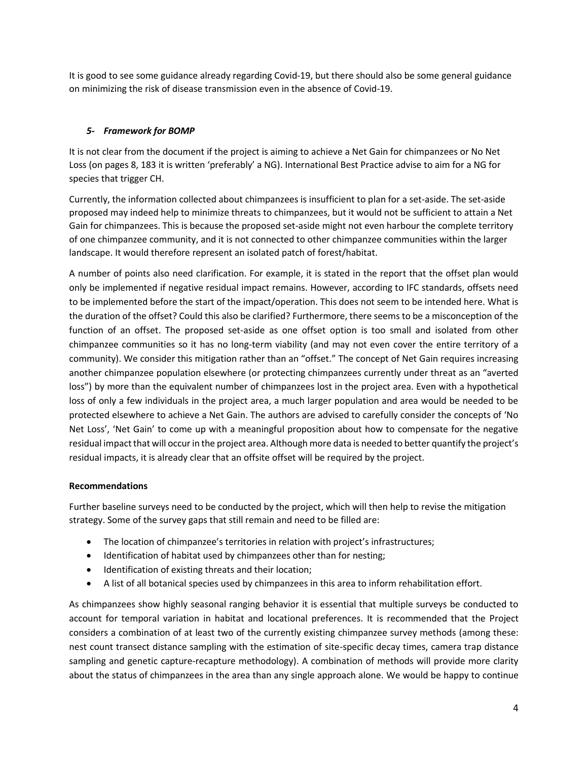It is good to see some guidance already regarding Covid-19, but there should also be some general guidance on minimizing the risk of disease transmission even in the absence of Covid-19.

### *5- Framework for BOMP*

It is not clear from the document if the project is aiming to achieve a Net Gain for chimpanzees or No Net Loss (on pages 8, 183 it is written 'preferably' a NG). International Best Practice advise to aim for a NG for species that trigger CH.

Currently, the information collected about chimpanzees is insufficient to plan for a set-aside. The set-aside proposed may indeed help to minimize threats to chimpanzees, but it would not be sufficient to attain a Net Gain for chimpanzees. This is because the proposed set-aside might not even harbour the complete territory of one chimpanzee community, and it is not connected to other chimpanzee communities within the larger landscape. It would therefore represent an isolated patch of forest/habitat.

A number of points also need clarification. For example, it is stated in the report that the offset plan would only be implemented if negative residual impact remains. However, according to IFC standards, offsets need to be implemented before the start of the impact/operation. This does not seem to be intended here. What is the duration of the offset? Could this also be clarified? Furthermore, there seems to be a misconception of the function of an offset. The proposed set-aside as one offset option is too small and isolated from other chimpanzee communities so it has no long-term viability (and may not even cover the entire territory of a community). We consider this mitigation rather than an "offset." The concept of Net Gain requires increasing another chimpanzee population elsewhere (or protecting chimpanzees currently under threat as an "averted loss") by more than the equivalent number of chimpanzees lost in the project area. Even with a hypothetical loss of only a few individuals in the project area, a much larger population and area would be needed to be protected elsewhere to achieve a Net Gain. The authors are advised to carefully consider the concepts of 'No Net Loss', 'Net Gain' to come up with a meaningful proposition about how to compensate for the negative residual impact that will occur in the project area. Although more data is needed to better quantify the project's residual impacts, it is already clear that an offsite offset will be required by the project.

**Recommendations**

Further baseline surveys need to be conducted by the project, which will then help to revise the mitigation strategy. Some of the survey gaps that still remain and need to be filled are:

- The location of chimpanzee's territories in relation with project's infrastructures;
- Identification of habitat used by chimpanzees other than for nesting;
- Identification of existing threats and their location;
- A list of all botanical species used by chimpanzees in this area to inform rehabilitation effort.

As chimpanzees show highly seasonal ranging behavior it is essential that multiple surveys be conducted to account for temporal variation in habitat and locational preferences. It is recommended that the Project considers a combination of at least two of the currently existing chimpanzee survey methods (among these: nest count transect distance sampling with the estimation of site-specific decay times, camera trap distance sampling and genetic capture-recapture methodology). A combination of methods will provide more clarity about the status of chimpanzees in the area than any single approach alone. We would be happy to continue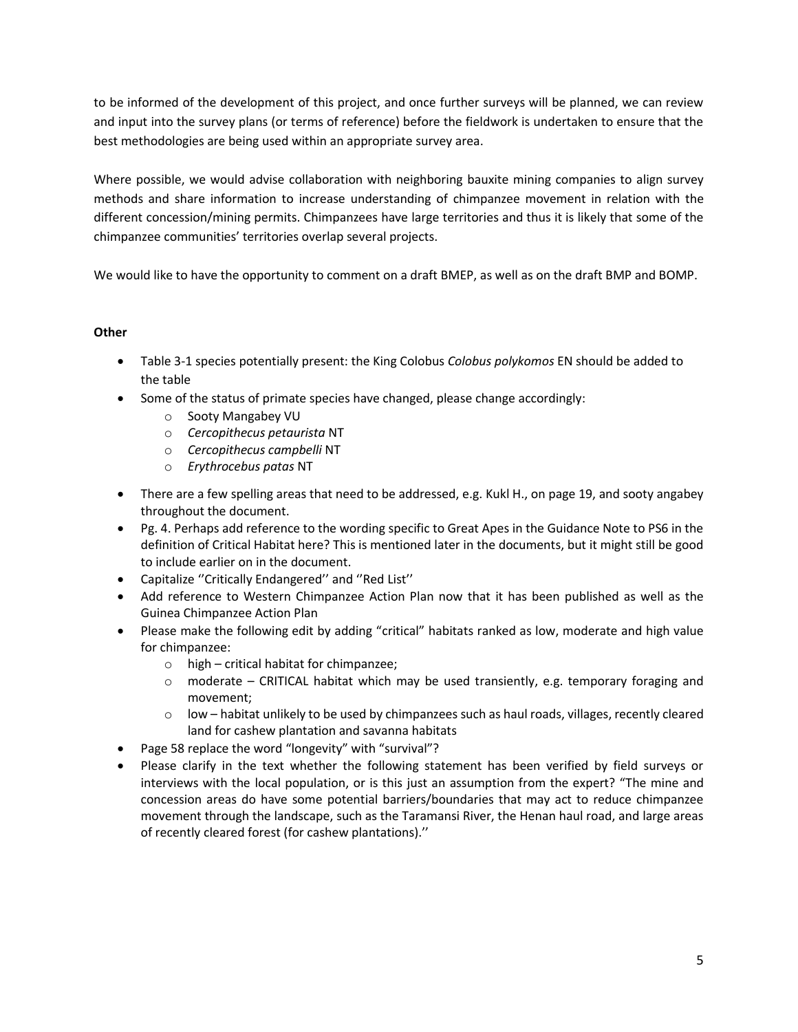to be informed of the development of this project, and once further surveys will be planned, we can review and input into the survey plans (or terms of reference) before the fieldwork is undertaken to ensure that the best methodologies are being used within an appropriate survey area.

Where possible, we would advise collaboration with neighboring bauxite mining companies to align survey methods and share information to increase understanding of chimpanzee movement in relation with the different concession/mining permits. Chimpanzees have large territories and thus it is likely that some of the chimpanzee communities' territories overlap several projects.

We would like to have the opportunity to comment on a draft BMEP, as well as on the draft BMP and BOMP.

**Other**

- Table 3-1 species potentially present: the King Colobus *Colobus polykomos* EN should be added to the table
- Some of the status of primate species have changed, please change accordingly:
  - Sooty Mangabey VU
  - *Cercopithecus petaurista* NT
  - *Cercopithecus campbelli* NT
  - *Erythrocebus patas* NT
- There are a few spelling areas that need to be addressed, e.g. Kukl H., on page 19, and sooty angabey throughout the document.
- Pg. 4. Perhaps add reference to the wording specific to Great Apes in the Guidance Note to PS6 in the definition of Critical Habitat here? This is mentioned later in the documents, but it might still be good to include earlier on in the document.
- Capitalize ''Critically Endangered'' and ''Red List''
- Add reference to Western Chimpanzee Action Plan now that it has been published as well as the Guinea Chimpanzee Action Plan
- Please make the following edit by adding "critical" habitats ranked as low, moderate and high value for chimpanzee:
  - high – critical habitat for chimpanzee;
  - moderate – CRITICAL habitat which may be used transiently, e.g. temporary foraging and movement;
  - low – habitat unlikely to be used by chimpanzees such as haul roads, villages, recently cleared land for cashew plantation and savanna habitats
- Page 58 replace the word "longevity" with "survival"?
- Please clarify in the text whether the following statement has been verified by field surveys or interviews with the local population, or is this just an assumption from the expert? "The mine and concession areas do have some potential barriers/boundaries that may act to reduce chimpanzee movement through the landscape, such as the Taramansi River, the Henan haul road, and large areas of recently cleared forest (for cashew plantations).''